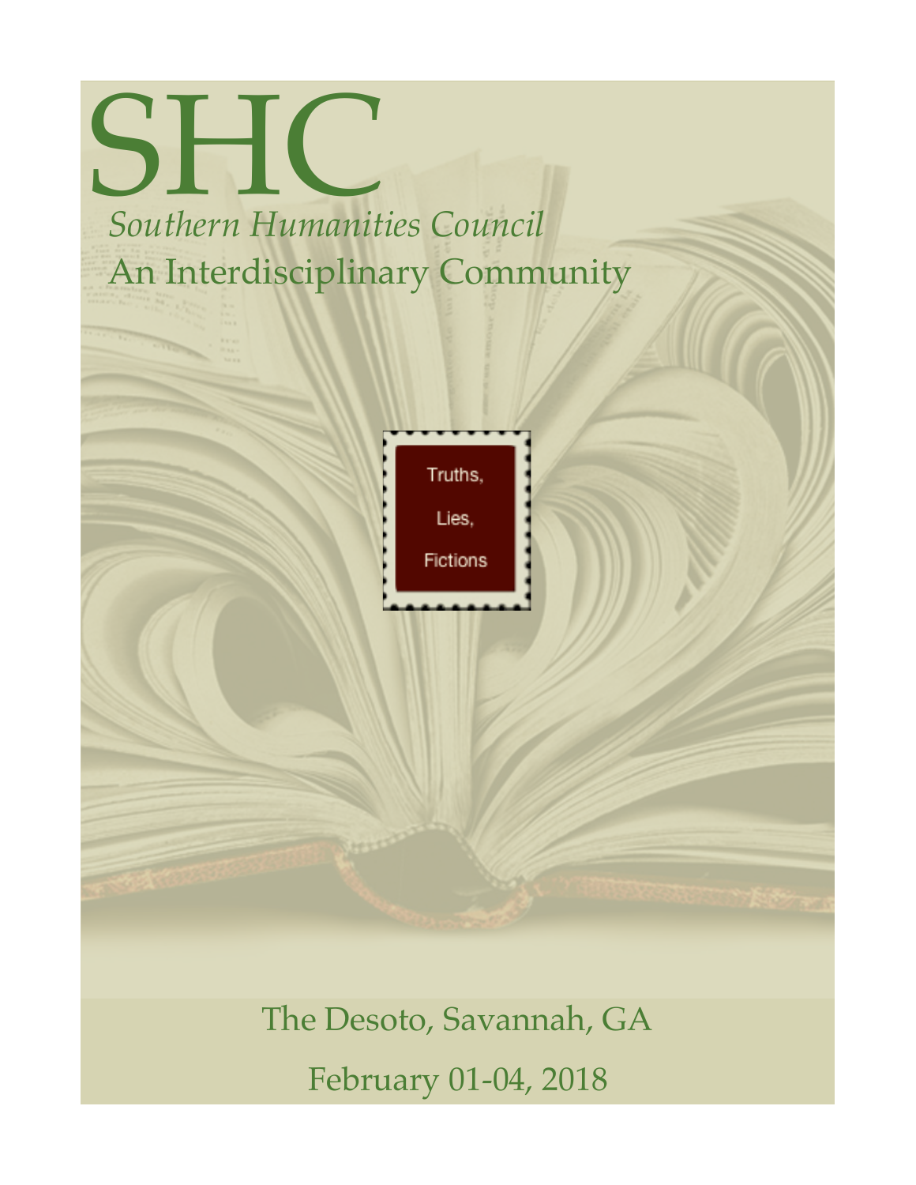# SHC

*Southern Humanities Council*

An Interdisciplinary Community

Truths,

Lies,

Fictions

The Desoto, Savannah, GA

February 01-04, 2018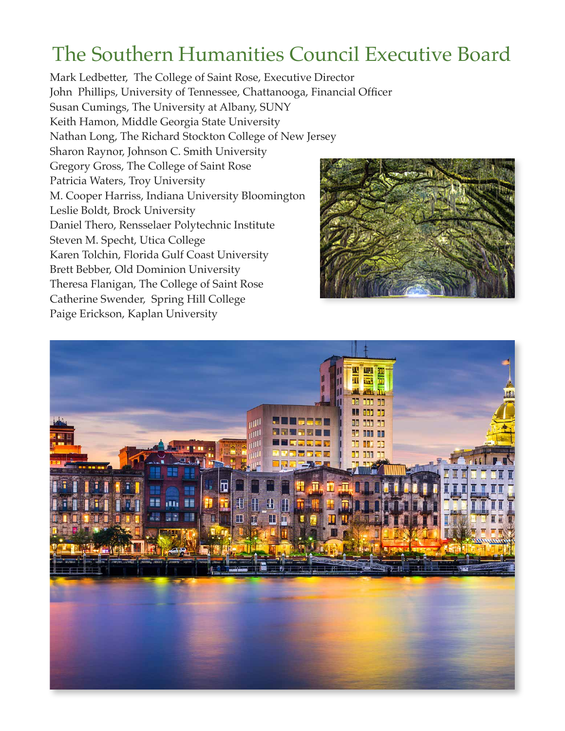# The Southern Humanities Council Executive Board

Mark Ledbetter, The College of Saint Rose, Executive Director
John Phillips, University of Tennessee, Chattanooga, Financial Officer
Susan Cumings, The University at Albany, SUNY
Keith Hamon, Middle Georgia State University
Nathan Long, The Richard Stockton College of New Jersey
Sharon Raynor, Johnson C. Smith University
Gregory Gross, The College of Saint Rose
Patricia Waters, Troy University
M. Cooper Harriss, Indiana University Bloomington
Leslie Boldt, Brock University
Daniel Thero, Rensselaer Polytechnic Institute
Steven M. Specht, Utica College
Karen Tolchin, Florida Gulf Coast University
Brett Bebber, Old Dominion University
Theresa Flanigan, The College of Saint Rose
Catherine Swender, Spring Hill College
Paige Erickson, Kaplan University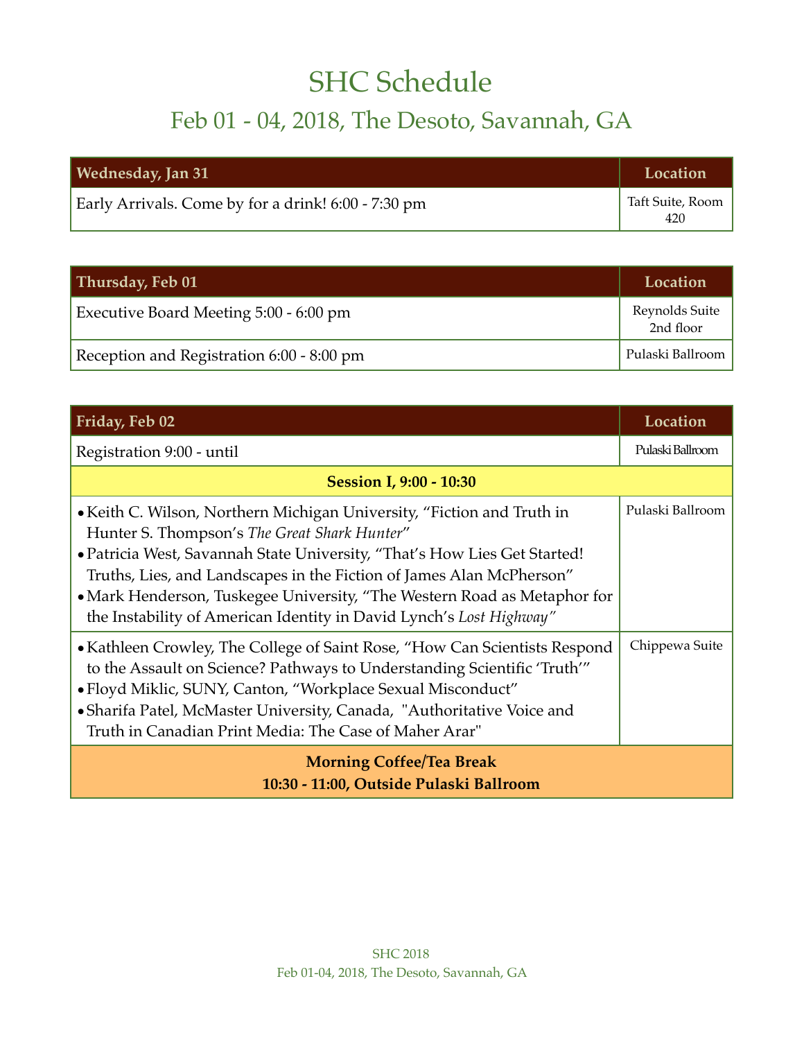# SHC Schedule

## Feb 01 - 04, 2018, The Desoto, Savannah, GA

| Wednesday, Jan 31 | Location |
|---|---|
| Early Arrivals. Come by for a drink! 6:00 - 7:30 pm | Taft Suite, Room 420 |

| Thursday, Feb 01 | Location |
|---|---|
| Executive Board Meeting 5:00 - 6:00 pm | Reynolds Suite 2nd floor |
| Reception and Registration 6:00 - 8:00 pm | Pulaski Ballroom |

| Friday, Feb 02 | Location |
|---|---|
| Registration 9:00 - until | Pulaski Ballroom |
| **Session I, 9:00 - 10:30** | |
| • Keith C. Wilson, Northern Michigan University, "Fiction and Truth in Hunter S. Thompson's *The Great Shark Hunter*"<br>• Patricia West, Savannah State University, "That's How Lies Get Started! Truths, Lies, and Landscapes in the Fiction of James Alan McPherson"<br>• Mark Henderson, Tuskegee University, "The Western Road as Metaphor for the Instability of American Identity in David Lynch's *Lost Highway"* | Pulaski Ballroom |
| • Kathleen Crowley, The College of Saint Rose, "How Can Scientists Respond to the Assault on Science? Pathways to Understanding Scientific 'Truth'"<br>• Floyd Miklic, SUNY, Canton, "Workplace Sexual Misconduct"<br>• Sharifa Patel, McMaster University, Canada, "Authoritative Voice and Truth in Canadian Print Media: The Case of Maher Arar" | Chippewa Suite |
| **Morning Coffee/Tea Break<br>10:30 - 11:00, Outside Pulaski Ballroom** | |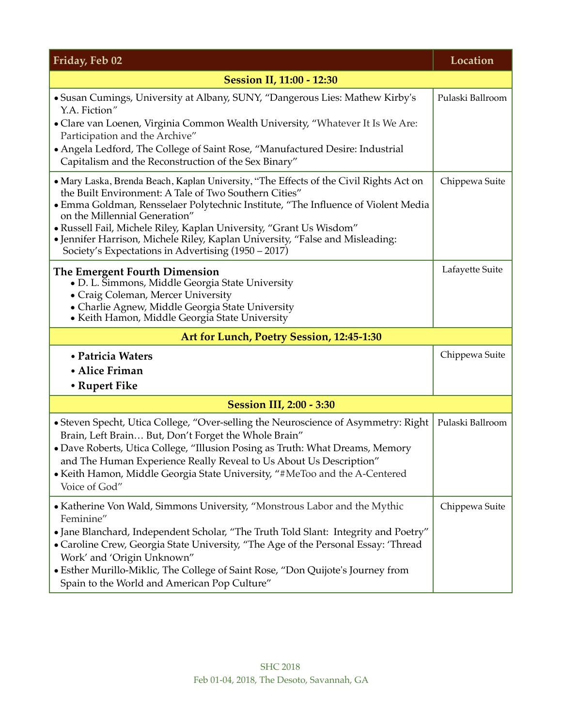| Friday, Feb 02 | Location |
|---|---|
| **Session II, 11:00 - 12:30** | |
| • Susan Cumings, University at Albany, SUNY, "Dangerous Lies: Mathew Kirby's Y.A. Fiction"<br>• Clare van Loenen, Virginia Common Wealth University, "Whatever It Is We Are: Participation and the Archive"<br>• Angela Ledford, The College of Saint Rose, "Manufactured Desire: Industrial Capitalism and the Reconstruction of the Sex Binary" | Pulaski Ballroom |
| • Mary Laska, Brenda Beach, Kaplan University, "The Effects of the Civil Rights Act on the Built Environment: A Tale of Two Southern Cities"<br>• Emma Goldman, Rensselaer Polytechnic Institute, "The Influence of Violent Media on the Millennial Generation"<br>• Russell Fail, Michele Riley, Kaplan University, "Grant Us Wisdom"<br>• Jennifer Harrison, Michele Riley, Kaplan University, "False and Misleading: Society's Expectations in Advertising (1950 – 2017) | Chippewa Suite |
| **The Emergent Fourth Dimension**<br>• D. L. Simmons, Middle Georgia State University<br>• Craig Coleman, Mercer University<br>• Charlie Agnew, Middle Georgia State University<br>• Keith Hamon, Middle Georgia State University | Lafayette Suite |
| **Art for Lunch, Poetry Session, 12:45-1:30** | |
| • **Patricia Waters**<br>• **Alice Friman**<br>• **Rupert Fike** | Chippewa Suite |
| **Session III, 2:00 - 3:30** | |
| • Steven Specht, Utica College, "Over-selling the Neuroscience of Asymmetry: Right Brain, Left Brain… But, Don't Forget the Whole Brain"<br>• Dave Roberts, Utica College, "Illusion Posing as Truth: What Dreams, Memory and The Human Experience Really Reveal to Us About Us Description"<br>• Keith Hamon, Middle Georgia State University, "#MeToo and the A-Centered Voice of God" | Pulaski Ballroom |
| • Katherine Von Wald, Simmons University, "Monstrous Labor and the Mythic Feminine"<br>• Jane Blanchard, Independent Scholar, "The Truth Told Slant: Integrity and Poetry"<br>• Caroline Crew, Georgia State University, "The Age of the Personal Essay: 'Thread Work' and 'Origin Unknown"<br>• Esther Murillo-Miklic, The College of Saint Rose, "Don Quijote's Journey from Spain to the World and American Pop Culture" | Chippewa Suite |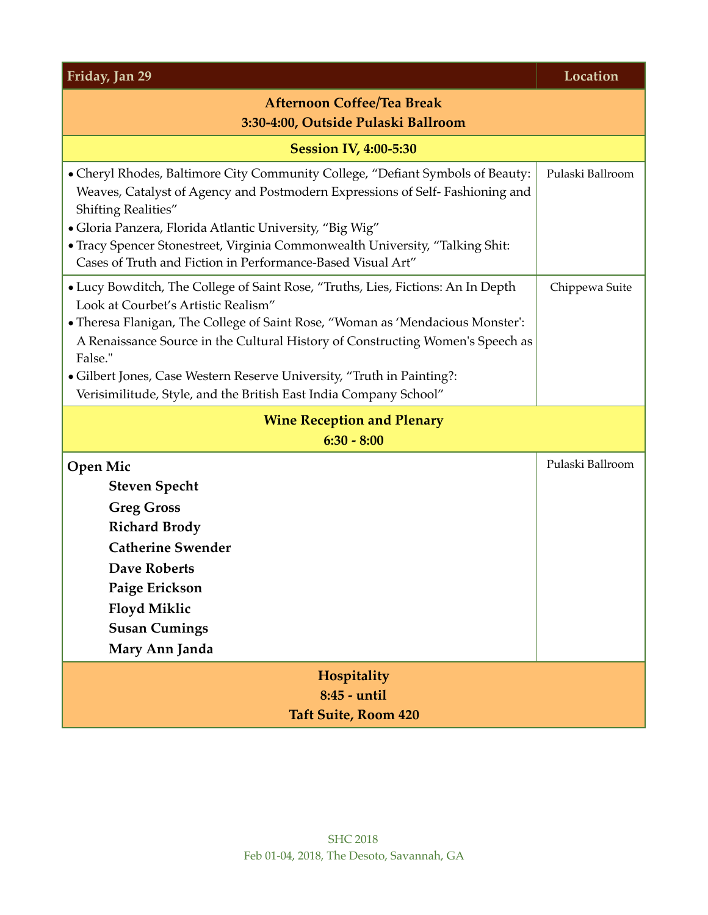| Friday, Jan 29 | Location |
|---|---|
| **Afternoon Coffee/Tea Break**<br>**3:30-4:00, Outside Pulaski Ballroom** | |
| **Session IV, 4:00-5:30** | |
| • Cheryl Rhodes, Baltimore City Community College, “Defiant Symbols of Beauty: Weaves, Catalyst of Agency and Postmodern Expressions of Self- Fashioning and Shifting Realities”<br>• Gloria Panzera, Florida Atlantic University, “Big Wig”<br>• Tracy Spencer Stonestreet, Virginia Commonwealth University, “Talking Shit: Cases of Truth and Fiction in Performance-Based Visual Art” | Pulaski Ballroom |
| • Lucy Bowditch, The College of Saint Rose, “Truths, Lies, Fictions: An In Depth Look at Courbet’s Artistic Realism”<br>• Theresa Flanigan, The College of Saint Rose, “Woman as ‘Mendacious Monster': A Renaissance Source in the Cultural History of Constructing Women's Speech as False."<br>• Gilbert Jones, Case Western Reserve University, “Truth in Painting?: Verisimilitude, Style, and the British East India Company School” | Chippewa Suite |
| **Wine Reception and Plenary**<br>**6:30 - 8:00** | |
| **Open Mic**<br>**Steven Specht**<br>**Greg Gross**<br>**Richard Brody**<br>**Catherine Swender**<br>**Dave Roberts**<br>**Paige Erickson**<br>**Floyd Miklic**<br>**Susan Cumings**<br>**Mary Ann Janda** | Pulaski Ballroom |
| **Hospitality**<br>**8:45 - until**<br>**Taft Suite, Room 420** | |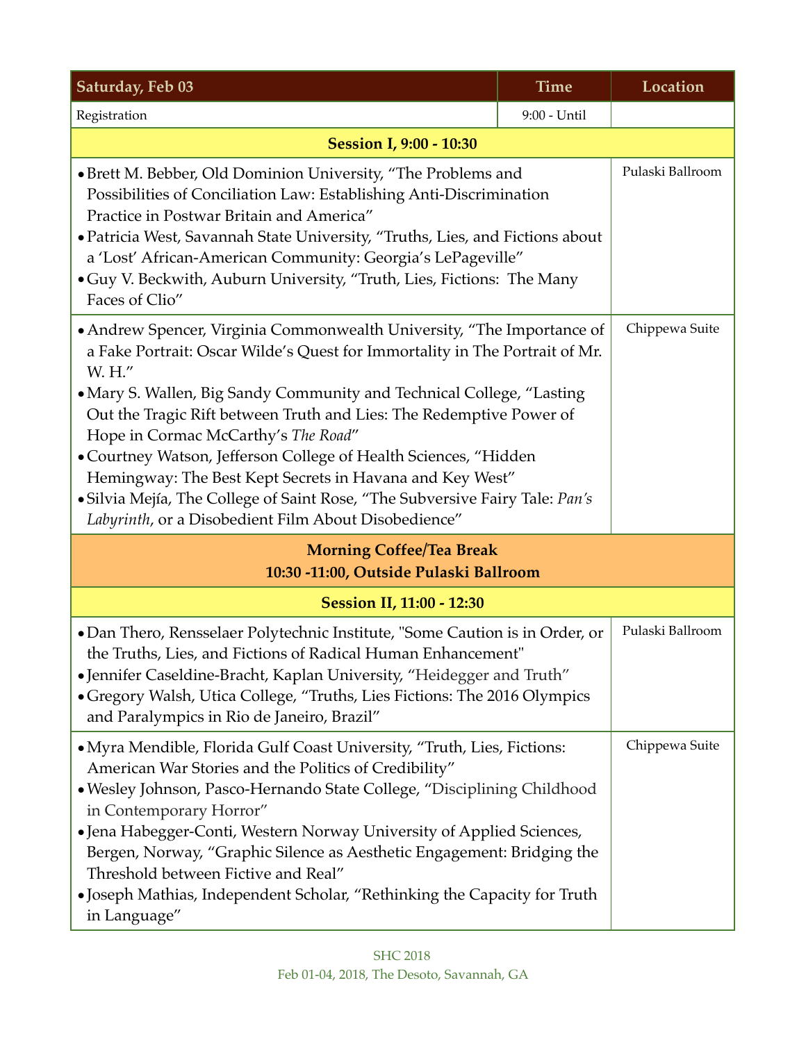| Saturday, Feb 03 | Time | Location |
|---|---|---|
| Registration | 9:00 - Until | |
| **Session I, 9:00 - 10:30** | | |
| • Brett M. Bebber, Old Dominion University, "The Problems and Possibilities of Conciliation Law: Establishing Anti-Discrimination Practice in Postwar Britain and America"<br>• Patricia West, Savannah State University, "Truths, Lies, and Fictions about a 'Lost' African-American Community: Georgia's LePageville"<br>• Guy V. Beckwith, Auburn University, "Truth, Lies, Fictions: The Many Faces of Clio" | | Pulaski Ballroom |
| • Andrew Spencer, Virginia Commonwealth University, "The Importance of a Fake Portrait: Oscar Wilde's Quest for Immortality in The Portrait of Mr. W. H."<br>• Mary S. Wallen, Big Sandy Community and Technical College, "Lasting Out the Tragic Rift between Truth and Lies: The Redemptive Power of Hope in Cormac McCarthy's *The Road*"<br>• Courtney Watson, Jefferson College of Health Sciences, "Hidden Hemingway: The Best Kept Secrets in Havana and Key West"<br>• Silvia Mejía, The College of Saint Rose, "The Subversive Fairy Tale: *Pan's Labyrinth*, or a Disobedient Film About Disobedience" | | Chippewa Suite |
| **Morning Coffee/Tea Break**<br>**10:30 -11:00, Outside Pulaski Ballroom** | | |
| **Session II, 11:00 - 12:30** | | |
| • Dan Thero, Rensselaer Polytechnic Institute, "Some Caution is in Order, or the Truths, Lies, and Fictions of Radical Human Enhancement"<br>• Jennifer Caseldine-Bracht, Kaplan University, "Heidegger and Truth"<br>• Gregory Walsh, Utica College, "Truths, Lies Fictions: The 2016 Olympics and Paralympics in Rio de Janeiro, Brazil" | | Pulaski Ballroom |
| • Myra Mendible, Florida Gulf Coast University, "Truth, Lies, Fictions: American War Stories and the Politics of Credibility"<br>• Wesley Johnson, Pasco-Hernando State College, "Disciplining Childhood in Contemporary Horror"<br>• Jena Habegger-Conti, Western Norway University of Applied Sciences, Bergen, Norway, "Graphic Silence as Aesthetic Engagement: Bridging the Threshold between Fictive and Real"<br>• Joseph Mathias, Independent Scholar, "Rethinking the Capacity for Truth in Language" | | Chippewa Suite |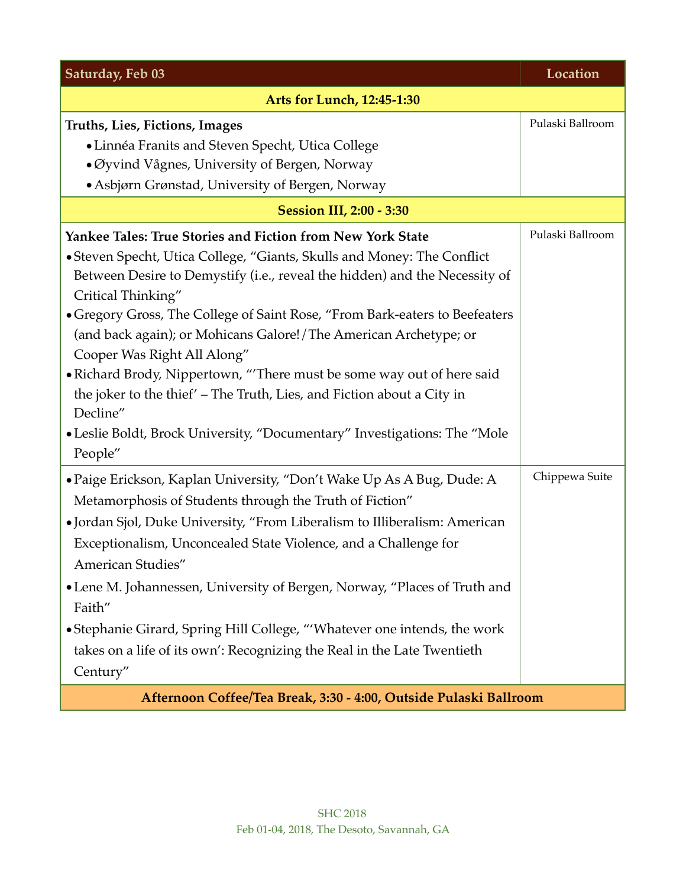| Saturday, Feb 03 | Location |
|---|---|
| **Arts for Lunch, 12:45-1:30** | |
| **Truths, Lies, Fictions, Images**<br>• Linnéa Franits and Steven Specht, Utica College<br>• Øyvind Vågnes, University of Bergen, Norway<br>• Asbjørn Grønstad, University of Bergen, Norway | Pulaski Ballroom |
| **Session III, 2:00 - 3:30** | |
| **Yankee Tales: True Stories and Fiction from New York State**<br>• Steven Specht, Utica College, "Giants, Skulls and Money: The Conflict Between Desire to Demystify (i.e., reveal the hidden) and the Necessity of Critical Thinking"<br>• Gregory Gross, The College of Saint Rose, "From Bark-eaters to Beefeaters (and back again); or Mohicans Galore!/The American Archetype; or Cooper Was Right All Along"<br>• Richard Brody, Nippertown, "'There must be some way out of here said the joker to the thief' – The Truth, Lies, and Fiction about a City in Decline"<br>• Leslie Boldt, Brock University, "Documentary" Investigations: The "Mole People" | Pulaski Ballroom |
| • Paige Erickson, Kaplan University, "Don't Wake Up As A Bug, Dude: A Metamorphosis of Students through the Truth of Fiction"<br>• Jordan Sjol, Duke University, "From Liberalism to Illiberalism: American Exceptionalism, Unconcealed State Violence, and a Challenge for American Studies"<br>• Lene M. Johannessen, University of Bergen, Norway, "Places of Truth and Faith"<br>• Stephanie Girard, Spring Hill College, "'Whatever one intends, the work takes on a life of its own': Recognizing the Real in the Late Twentieth Century" | Chippewa Suite |
| **Afternoon Coffee/Tea Break, 3:30 - 4:00, Outside Pulaski Ballroom** | |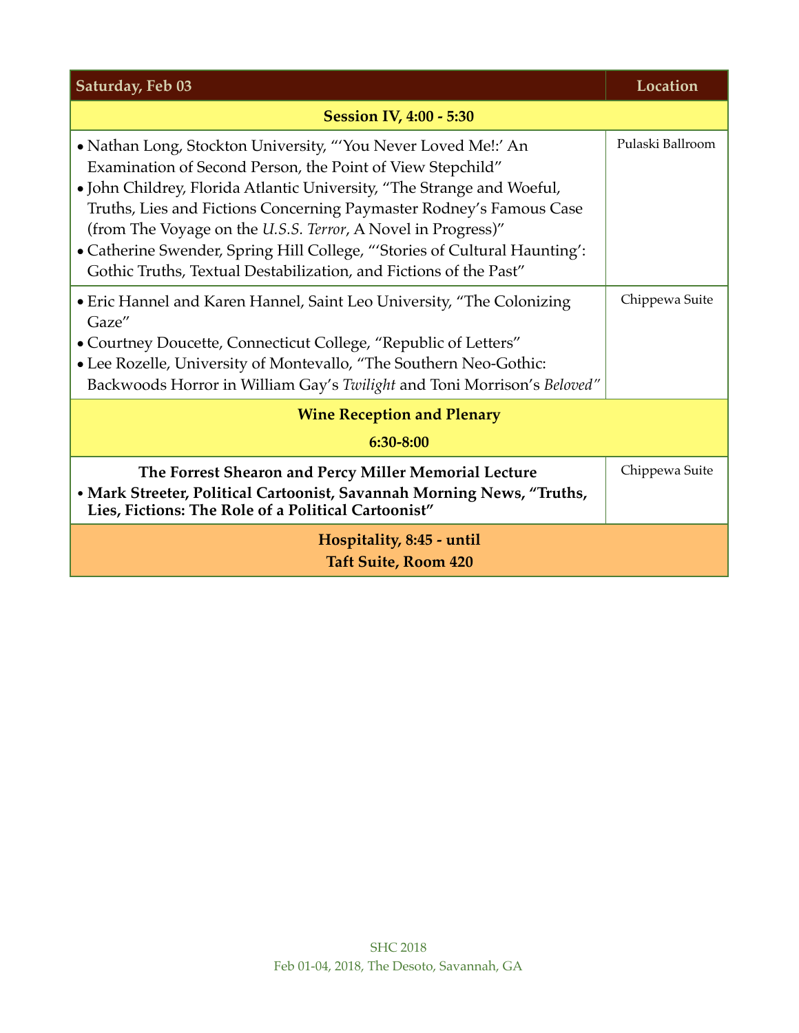| Saturday, Feb 03 | Location |
| --- | --- |
| **Session IV, 4:00 - 5:30** | |
| • Nathan Long, Stockton University, "'You Never Loved Me!:' An Examination of Second Person, the Point of View Stepchild"<br>• John Childrey, Florida Atlantic University, "The Strange and Woeful, Truths, Lies and Fictions Concerning Paymaster Rodney's Famous Case (from The Voyage on the *U.S.S. Terror*, A Novel in Progress)"<br>• Catherine Swender, Spring Hill College, "'Stories of Cultural Haunting': Gothic Truths, Textual Destabilization, and Fictions of the Past" | Pulaski Ballroom |
| • Eric Hannel and Karen Hannel, Saint Leo University, "The Colonizing Gaze"<br>• Courtney Doucette, Connecticut College, "Republic of Letters"<br>• Lee Rozelle, University of Montevallo, "The Southern Neo-Gothic: Backwoods Horror in William Gay's *Twilight* and Toni Morrison's *Beloved*" | Chippewa Suite |
| **Wine Reception and Plenary**<br>**6:30-8:00** | |
| **The Forrest Shearon and Percy Miller Memorial Lecture**<br>**• Mark Streeter, Political Cartoonist, Savannah Morning News, "Truths, Lies, Fictions: The Role of a Political Cartoonist"** | Chippewa Suite |
| **Hospitality, 8:45 - until**<br>**Taft Suite, Room 420** | |